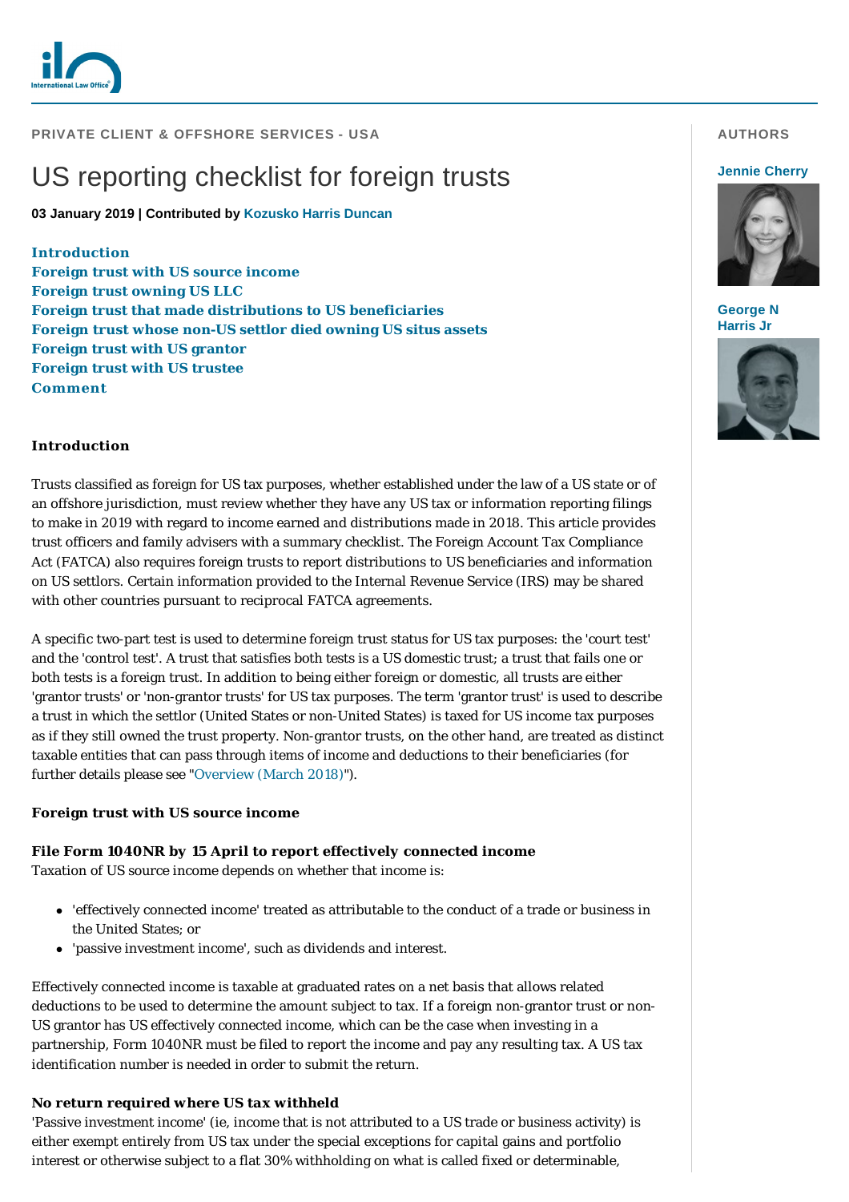PRIVATE CLIENT & OFFSHORE SERVICES - USA

# US reporting checklist for foreign trusts

**03 January 2019 | Contributed by Kozusko Harris Duncan**

**AUTHORS**

**Jennie Cherry**

**George N Harris Jr**

- **Introduction**
- **Foreign trust with US source income**
- **Foreign trust owning US LLC**
- **Foreign trust that made distributions to US beneficiaries**
- **Foreign trust whose non-US settlor died owning US situs assets**
- **Foreign trust with US grantor**
- **Foreign trust with US trustee**
- **Comment**

## Introduction

Trusts classified as foreign for US tax purposes, whether established under the law of a US state or of an offshore jurisdiction, must review whether they have any US tax or information reporting filings to make in 2019 with regard to income earned and distributions made in 2018. This article provides trust officers and family advisers with a summary checklist. The Foreign Account Tax Compliance Act (FATCA) also requires foreign trusts to report distributions to US beneficiaries and information on US settlors. Certain information provided to the Internal Revenue Service (IRS) may be shared with other countries pursuant to reciprocal FATCA agreements.

A specific two-part test is used to determine foreign trust status for US tax purposes: the 'court test' and the 'control test'. A trust that satisfies both tests is a US domestic trust; a trust that fails one or both tests is a foreign trust. In addition to being either foreign or domestic, all trusts are either 'grantor trusts' or 'non-grantor trusts' for US tax purposes. The term 'grantor trust' is used to describe a trust in which the settlor (United States or non-United States) is taxed for US income tax purposes as if they still owned the trust property. Non-grantor trusts, on the other hand, are treated as distinct taxable entities that can pass through items of income and deductions to their beneficiaries (for further details please see "Overview (March 2018)").

## Foreign trust with US source income

### File Form 1040NR by 15 April to report effectively connected income

Taxation of US source income depends on whether that income is:

- 'effectively connected income' treated as attributable to the conduct of a trade or business in the United States; or
- 'passive investment income', such as dividends and interest.

Effectively connected income is taxable at graduated rates on a net basis that allows related deductions to be used to determine the amount subject to tax. If a foreign non-grantor trust or non-US grantor has US effectively connected income, which can be the case when investing in a partnership, Form 1040NR must be filed to report the income and pay any resulting tax. A US tax identification number is needed in order to submit the return.

### No return required where US tax withheld

'Passive investment income' (ie, income that is not attributed to a US trade or business activity) is either exempt entirely from US tax under the special exceptions for capital gains and portfolio interest or otherwise subject to a flat 30% withholding on what is called fixed or determinable,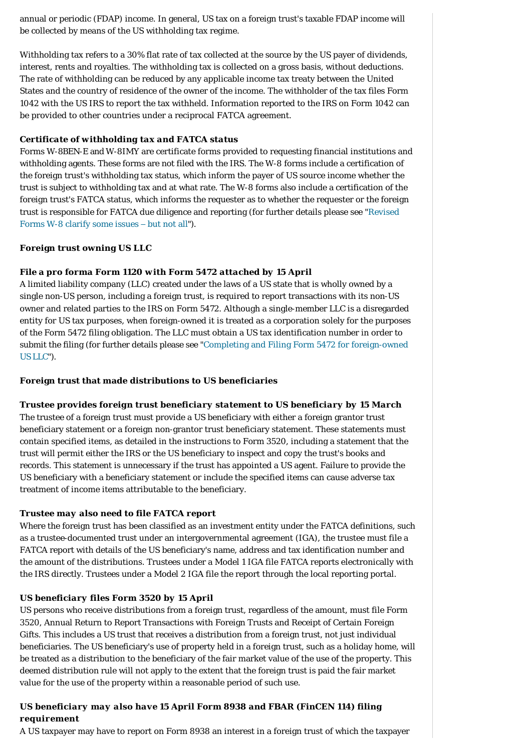annual or periodic (FDAP) income. In general, US tax on a foreign trust's taxable FDAP income will be collected by means of the US withholding tax regime.

Withholding tax refers to a 30% flat rate of tax collected at the source by the US payer of dividends, interest, rents and royalties. The withholding tax is collected on a gross basis, without deductions. The rate of withholding can be reduced by any applicable income tax treaty between the United States and the country of residence of the owner of the income. The withholder of the tax files Form 1042 with the US IRS to report the tax withheld. Information reported to the IRS on Form 1042 can be provided to other countries under a reciprocal FATCA agreement.

#### Certificate of withholding tax and FATCA status

Forms W-8BEN-E and W-8IMY are certificate forms provided to requesting financial institutions and withholding agents. These forms are not filed with the IRS. The W-8 forms include a certification of the foreign trust's withholding tax status, which inform the payer of US source income whether the trust is subject to withholding tax and at what rate. The W-8 forms also include a certification of the foreign trust's FATCA status, which informs the requester as to whether the requester or the foreign trust is responsible for FATCA due diligence and reporting (for further details please see "Revised Forms W-8 clarify some issues – but not all").

### Foreign trust owning US LLC

#### File a pro forma Form 1120 with Form 5472 attached by 15 April

A limited liability company (LLC) created under the laws of a US state that is wholly owned by a single non-US person, including a foreign trust, is required to report transactions with its non-US owner and related parties to the IRS on Form 5472. Although a single-member LLC is a disregarded entity for US tax purposes, when foreign-owned it is treated as a corporation solely for the purposes of the Form 5472 filing obligation. The LLC must obtain a US tax identification number in order to submit the filing (for further details please see "Completing and Filing Form 5472 for foreign-owned US LLC").

### Foreign trust that made distributions to US beneficiaries

#### Trustee provides foreign trust beneficiary statement to US beneficiary by 15 March

The trustee of a foreign trust must provide a US beneficiary with either a foreign grantor trust beneficiary statement or a foreign non-grantor trust beneficiary statement. These statements must contain specified items, as detailed in the instructions to Form 3520, including a statement that the trust will permit either the IRS or the US beneficiary to inspect and copy the trust's books and records. This statement is unnecessary if the trust has appointed a US agent. Failure to provide the US beneficiary with a beneficiary statement or include the specified items can cause adverse tax treatment of income items attributable to the beneficiary.

#### Trustee may also need to file FATCA report

Where the foreign trust has been classified as an investment entity under the FATCA definitions, such as a trustee-documented trust under an intergovernmental agreement (IGA), the trustee must file a FATCA report with details of the US beneficiary's name, address and tax identification number and the amount of the distributions. Trustees under a Model 1 IGA file FATCA reports electronically with the IRS directly. Trustees under a Model 2 IGA file the report through the local reporting portal.

#### US beneficiary files Form 3520 by 15 April

US persons who receive distributions from a foreign trust, regardless of the amount, must file Form 3520, Annual Return to Report Transactions with Foreign Trusts and Receipt of Certain Foreign Gifts. This includes a US trust that receives a distribution from a foreign trust, not just individual beneficiaries. The US beneficiary's use of property held in a foreign trust, such as a holiday home, will be treated as a distribution to the beneficiary of the fair market value of the use of the property. This deemed distribution rule will not apply to the extent that the foreign trust is paid the fair market value for the use of the property within a reasonable period of such use.

#### US beneficiary may also have 15 April Form 8938 and FBAR (FinCEN 114) filing requirement

A US taxpayer may have to report on Form 8938 an interest in a foreign trust of which the taxpayer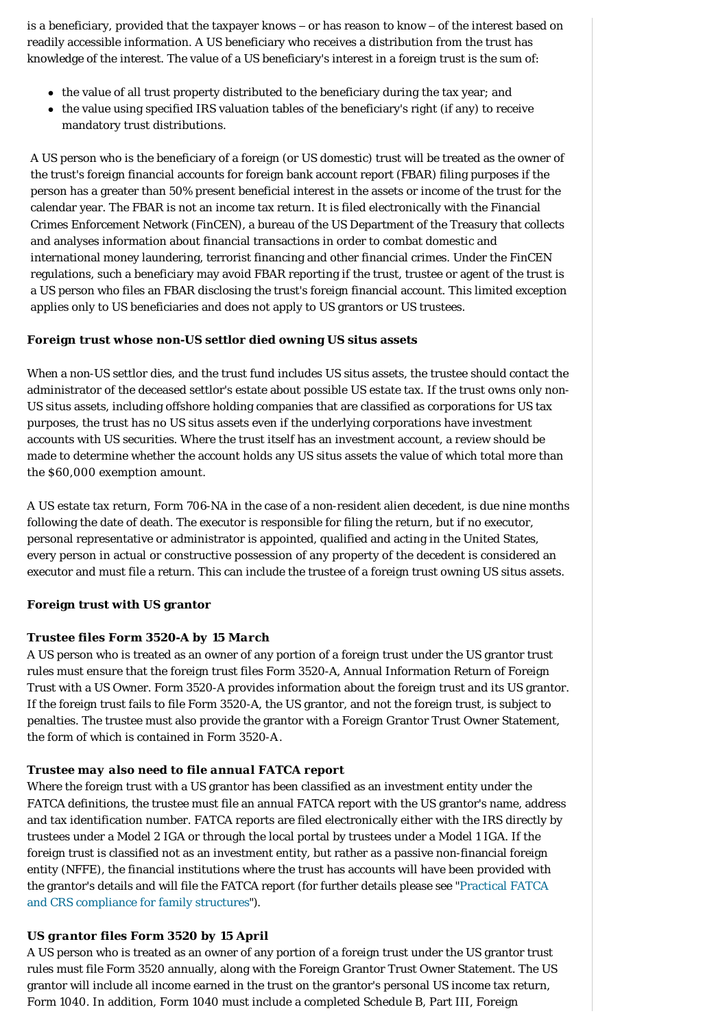is a beneficiary, provided that the taxpayer knows – or has reason to know – of the interest based on readily accessible information. A US beneficiary who receives a distribution from the trust has knowledge of the interest. The value of a US beneficiary's interest in a foreign trust is the sum of:

- the value of all trust property distributed to the beneficiary during the tax year; and
- the value using specified IRS valuation tables of the beneficiary's right (if any) to receive mandatory trust distributions.

A US person who is the beneficiary of a foreign (or US domestic) trust will be treated as the owner of the trust's foreign financial accounts for foreign bank account report (FBAR) filing purposes if the person has a greater than 50% present beneficial interest in the assets or income of the trust for the calendar year. The FBAR is not an income tax return. It is filed electronically with the Financial Crimes Enforcement Network (FinCEN), a bureau of the US Department of the Treasury that collects and analyses information about financial transactions in order to combat domestic and international money laundering, terrorist financing and other financial crimes. Under the FinCEN regulations, such a beneficiary may avoid FBAR reporting if the trust, trustee or agent of the trust is a US person who files an FBAR disclosing the trust's foreign financial account. This limited exception applies only to US beneficiaries and does not apply to US grantors or US trustees.

### Foreign trust whose non-US settlor died owning US situs assets

When a non-US settlor dies, and the trust fund includes US situs assets, the trustee should contact the administrator of the deceased settlor's estate about possible US estate tax. If the trust owns only non-US situs assets, including offshore holding companies that are classified as corporations for US tax purposes, the trust has no US situs assets even if the underlying corporations have investment accounts with US securities. Where the trust itself has an investment account, a review should be made to determine whether the account holds any US situs assets the value of which total more than the $60,000 exemption amount.

A US estate tax return, Form 706-NA in the case of a non-resident alien decedent, is due nine months following the date of death. The executor is responsible for filing the return, but if no executor, personal representative or administrator is appointed, qualified and acting in the United States, every person in actual or constructive possession of any property of the decedent is considered an executor and must file a return. This can include the trustee of a foreign trust owning US situs assets.

### Foreign trust with US grantor

#### *Trustee files Form 3520-A by 15 March*

A US person who is treated as an owner of any portion of a foreign trust under the US grantor trust rules must ensure that the foreign trust files Form 3520-A, Annual Information Return of Foreign Trust with a US Owner. Form 3520-A provides information about the foreign trust and its US grantor. If the foreign trust fails to file Form 3520-A, the US grantor, and not the foreign trust, is subject to penalties. The trustee must also provide the grantor with a Foreign Grantor Trust Owner Statement, the form of which is contained in Form 3520-A.

#### *Trustee may also need to file annual FATCA report*

Where the foreign trust with a US grantor has been classified as an investment entity under the FATCA definitions, the trustee must file an annual FATCA report with the US grantor's name, address and tax identification number. FATCA reports are filed electronically either with the IRS directly by trustees under a Model 2 IGA or through the local portal by trustees under a Model 1 IGA. If the foreign trust is classified not as an investment entity, but rather as a passive non-financial foreign entity (NFFE), the financial institutions where the trust has accounts will have been provided with the grantor's details and will file the FATCA report (for further details please see "Practical FATCA and CRS compliance for family structures").

#### *US grantor files Form 3520 by 15 April*

A US person who is treated as an owner of any portion of a foreign trust under the US grantor trust rules must file Form 3520 annually, along with the Foreign Grantor Trust Owner Statement. The US grantor will include all income earned in the trust on the grantor's personal US income tax return, Form 1040. In addition, Form 1040 must include a completed Schedule B, Part III, Foreign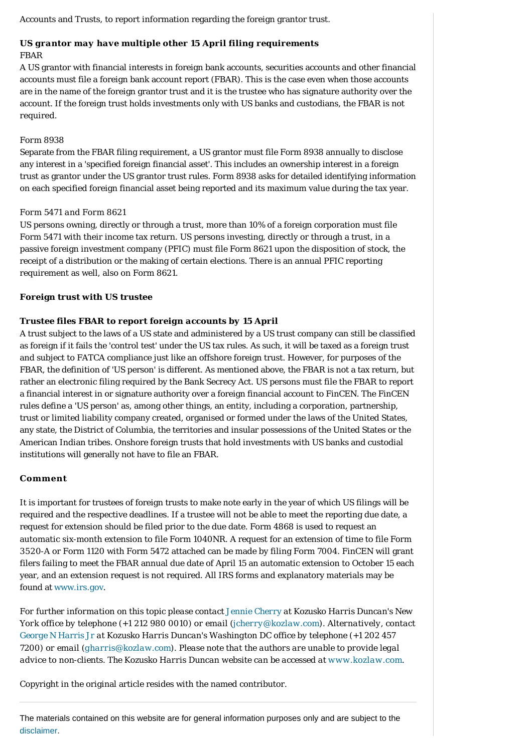Accounts and Trusts, to report information regarding the foreign grantor trust.

### *US grantor may have multiple other 15 April filing requirements*

FBAR

A US grantor with financial interests in foreign bank accounts, securities accounts and other financial accounts must file a foreign bank account report (FBAR). This is the case even when those accounts are in the name of the foreign grantor trust and it is the trustee who has signature authority over the account. If the foreign trust holds investments only with US banks and custodians, the FBAR is not required.

Form 8938

Separate from the FBAR filing requirement, a US grantor must file Form 8938 annually to disclose any interest in a 'specified foreign financial asset'. This includes an ownership interest in a foreign trust as grantor under the US grantor trust rules. Form 8938 asks for detailed identifying information on each specified foreign financial asset being reported and its maximum value during the tax year.

Form 5471 *and* Form 8621

US persons owning, directly or through a trust, more than 10% of a foreign corporation must file Form 5471 with their income tax return. US persons investing, directly or through a trust, in a passive foreign investment company (PFIC) must file Form 8621 upon the disposition of stock, the receipt of a distribution or the making of certain elections. There is an annual PFIC reporting requirement as well, also on Form 8621.

### Foreign trust with US trustee

### *Trustee files FBAR to report foreign accounts by 15 April*

A trust subject to the laws of a US state and administered by a US trust company can still be classified as foreign if it fails the 'control test' under the US tax rules. As such, it will be taxed as a foreign trust and subject to FATCA compliance just like an offshore foreign trust. However, for purposes of the FBAR, the definition of 'US person' is different. As mentioned above, the FBAR is not a tax return, but rather an electronic filing required by the Bank Secrecy Act. US persons must file the FBAR to report a financial interest in or signature authority over a foreign financial account to FinCEN. The FinCEN rules define a 'US person' as, among other things, an entity, including a corporation, partnership, trust or limited liability company created, organised or formed under the laws of the United States, any state, the District of Columbia, the territories and insular possessions of the United States or the American Indian tribes. Onshore foreign trusts that hold investments with US banks and custodial institutions will generally not have to file an FBAR.

### Comment

It is important for trustees of foreign trusts to make note early in the year of which US filings will be required and the respective deadlines. If a trustee will not be able to meet the reporting due date, a request for extension should be filed prior to the due date. Form 4868 is used to request an automatic six-month extension to file Form 1040NR. A request for an extension of time to file Form 3520-A or Form 1120 with Form 5472 attached can be made by filing Form 7004. FinCEN will grant filers failing to meet the FBAR annual due date of April 15 an automatic extension to October 15 each year, and an extension request is not required. All IRS forms and explanatory materials may be found at www.irs.gov.

*For further information on this topic please contact* Jennie Cherry *at Kozusko Harris Duncan's New York office by telephone (+1 212 980 0010) or email (*jcherry@kozlaw.com*). Alternatively, contact* George N Harris Jr *at Kozusko Harris Duncan's Washington DC office by telephone (+1 202 457 7200) or email (*gharris@kozlaw.com*). Please note that the authors are unable to provide legal advice to non-clients. The Kozusko Harris Duncan website can be accessed at* www.kozlaw.com.

Copyright in the original article resides with the named contributor.

---

The materials contained on this website are for general information purposes only and are subject to the disclaimer.